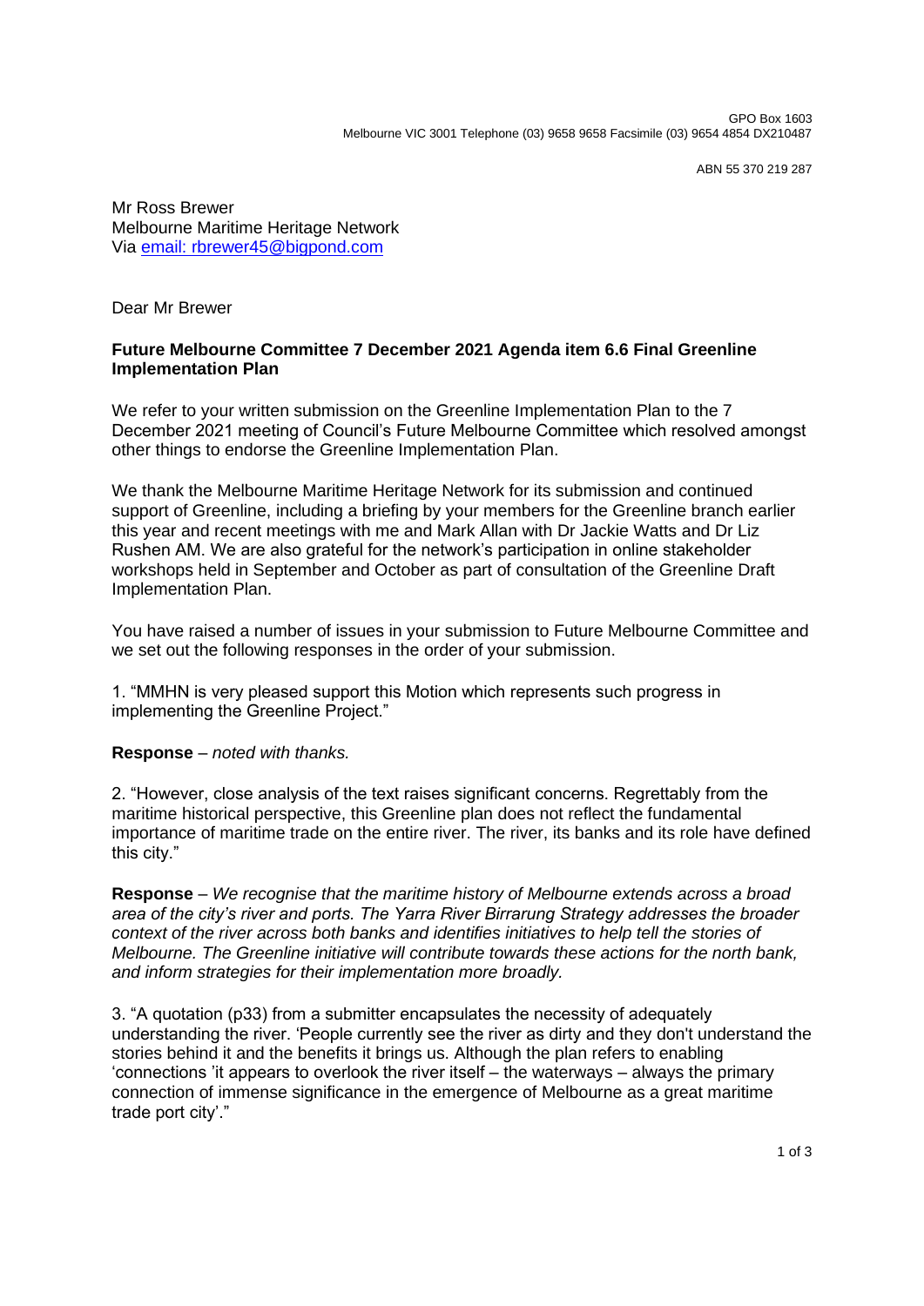GPO Box 1603
Melbourne VIC 3001 Telephone (03) 9658 9658 Facsimile (03) 9654 4854 DX210487

ABN 55 370 219 287

Mr Ross Brewer
Melbourne Maritime Heritage Network
Via [email: rbrewer45@bigpond.com](mailto:rbrewer45@bigpond.com)

Dear Mr Brewer

**Future Melbourne Committee 7 December 2021 Agenda item 6.6 Final Greenline Implementation Plan**

We refer to your written submission on the Greenline Implementation Plan to the 7 December 2021 meeting of Council's Future Melbourne Committee which resolved amongst other things to endorse the Greenline Implementation Plan.

We thank the Melbourne Maritime Heritage Network for its submission and continued support of Greenline, including a briefing by your members for the Greenline branch earlier this year and recent meetings with me and Mark Allan with Dr Jackie Watts and Dr Liz Rushen AM. We are also grateful for the network's participation in online stakeholder workshops held in September and October as part of consultation of the Greenline Draft Implementation Plan.

You have raised a number of issues in your submission to Future Melbourne Committee and we set out the following responses in the order of your submission.

1. "MMHN is very pleased support this Motion which represents such progress in implementing the Greenline Project."

**Response** – *noted with thanks.*

2. "However, close analysis of the text raises significant concerns. Regrettably from the maritime historical perspective, this Greenline plan does not reflect the fundamental importance of maritime trade on the entire river. The river, its banks and its role have defined this city."

**Response** – *We recognise that the maritime history of Melbourne extends across a broad area of the city's river and ports. The Yarra River Birrarung Strategy addresses the broader context of the river across both banks and identifies initiatives to help tell the stories of Melbourne. The Greenline initiative will contribute towards these actions for the north bank, and inform strategies for their implementation more broadly.*

3. "A quotation (p33) from a submitter encapsulates the necessity of adequately understanding the river. 'People currently see the river as dirty and they don't understand the stories behind it and the benefits it brings us. Although the plan refers to enabling 'connections 'it appears to overlook the river itself – the waterways – always the primary connection of immense significance in the emergence of Melbourne as a great maritime trade port city'."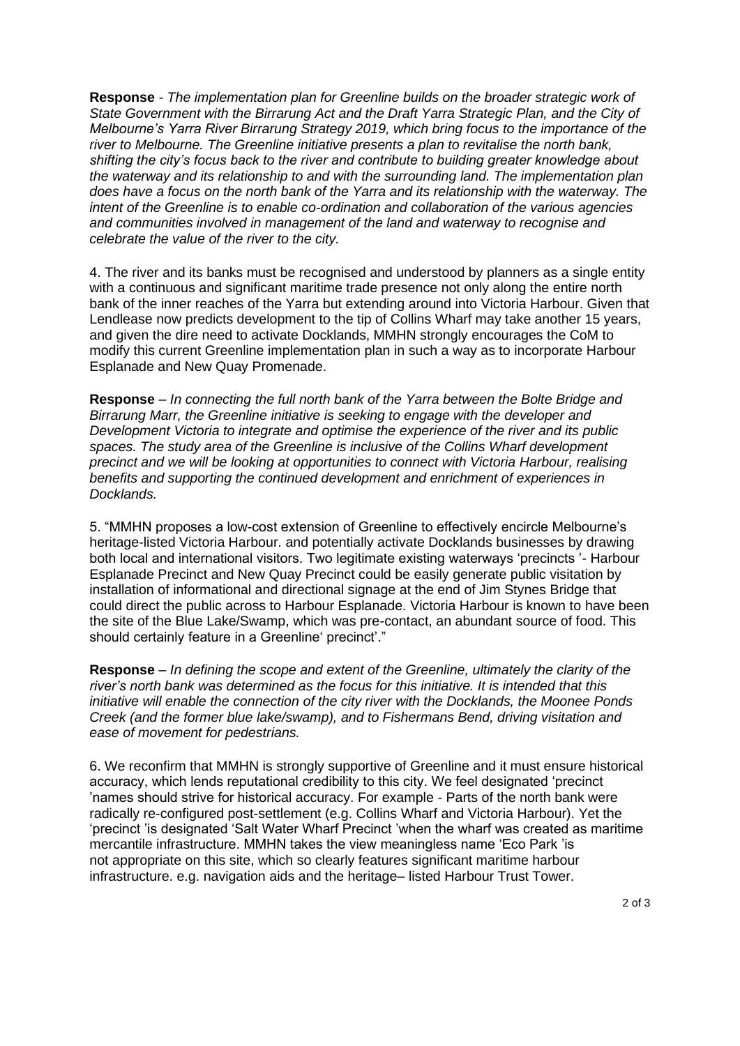**Response** - *The implementation plan for Greenline builds on the broader strategic work of State Government with the Birrarung Act and the Draft Yarra Strategic Plan, and the City of Melbourne's Yarra River Birrarung Strategy 2019, which bring focus to the importance of the river to Melbourne. The Greenline initiative presents a plan to revitalise the north bank, shifting the city's focus back to the river and contribute to building greater knowledge about the waterway and its relationship to and with the surrounding land. The implementation plan does have a focus on the north bank of the Yarra and its relationship with the waterway. The intent of the Greenline is to enable co-ordination and collaboration of the various agencies and communities involved in management of the land and waterway to recognise and celebrate the value of the river to the city.*

4. The river and its banks must be recognised and understood by planners as a single entity with a continuous and significant maritime trade presence not only along the entire north bank of the inner reaches of the Yarra but extending around into Victoria Harbour. Given that Lendlease now predicts development to the tip of Collins Wharf may take another 15 years, and given the dire need to activate Docklands, MMHN strongly encourages the CoM to modify this current Greenline implementation plan in such a way as to incorporate Harbour Esplanade and New Quay Promenade.

**Response** – *In connecting the full north bank of the Yarra between the Bolte Bridge and Birrarung Marr, the Greenline initiative is seeking to engage with the developer and Development Victoria to integrate and optimise the experience of the river and its public spaces. The study area of the Greenline is inclusive of the Collins Wharf development precinct and we will be looking at opportunities to connect with Victoria Harbour, realising benefits and supporting the continued development and enrichment of experiences in Docklands.*

5. "MMHN proposes a low-cost extension of Greenline to effectively encircle Melbourne's heritage-listed Victoria Harbour. and potentially activate Docklands businesses by drawing both local and international visitors. Two legitimate existing waterways 'precincts '- Harbour Esplanade Precinct and New Quay Precinct could be easily generate public visitation by installation of informational and directional signage at the end of Jim Stynes Bridge that could direct the public across to Harbour Esplanade. Victoria Harbour is known to have been the site of the Blue Lake/Swamp, which was pre-contact, an abundant source of food. This should certainly feature in a Greenline' precinct'."

**Response** – *In defining the scope and extent of the Greenline, ultimately the clarity of the river's north bank was determined as the focus for this initiative. It is intended that this initiative will enable the connection of the city river with the Docklands, the Moonee Ponds Creek (and the former blue lake/swamp), and to Fishermans Bend, driving visitation and ease of movement for pedestrians.*

6. We reconfirm that MMHN is strongly supportive of Greenline and it must ensure historical accuracy, which lends reputational credibility to this city. We feel designated 'precinct 'names should strive for historical accuracy. For example - Parts of the north bank were radically re-configured post-settlement (e.g. Collins Wharf and Victoria Harbour). Yet the 'precinct 'is designated 'Salt Water Wharf Precinct 'when the wharf was created as maritime mercantile infrastructure. MMHN takes the view meaningless name 'Eco Park 'is not appropriate on this site, which so clearly features significant maritime harbour infrastructure. e.g. navigation aids and the heritage– listed Harbour Trust Tower.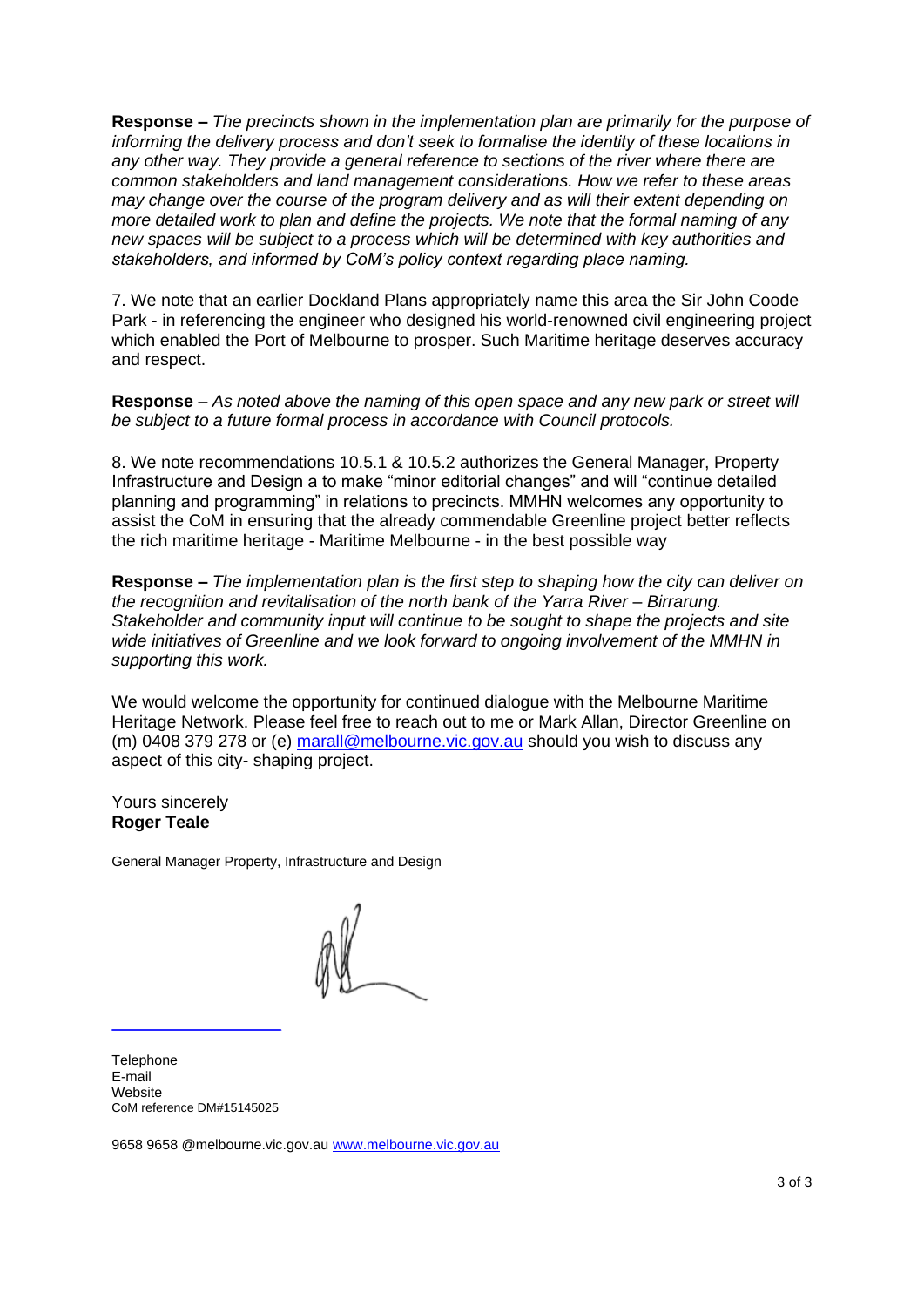**Response –** *The precincts shown in the implementation plan are primarily for the purpose of informing the delivery process and don't seek to formalise the identity of these locations in any other way. They provide a general reference to sections of the river where there are common stakeholders and land management considerations. How we refer to these areas may change over the course of the program delivery and as will their extent depending on more detailed work to plan and define the projects. We note that the formal naming of any new spaces will be subject to a process which will be determined with key authorities and stakeholders, and informed by CoM's policy context regarding place naming.*

7. We note that an earlier Dockland Plans appropriately name this area the Sir John Coode Park - in referencing the engineer who designed his world-renowned civil engineering project which enabled the Port of Melbourne to prosper. Such Maritime heritage deserves accuracy and respect.

**Response** – *As noted above the naming of this open space and any new park or street will be subject to a future formal process in accordance with Council protocols.*

8. We note recommendations 10.5.1 & 10.5.2 authorizes the General Manager, Property Infrastructure and Design a to make "minor editorial changes" and will "continue detailed planning and programming" in relations to precincts. MMHN welcomes any opportunity to assist the CoM in ensuring that the already commendable Greenline project better reflects the rich maritime heritage - Maritime Melbourne - in the best possible way

**Response –** *The implementation plan is the first step to shaping how the city can deliver on the recognition and revitalisation of the north bank of the Yarra River – Birrarung. Stakeholder and community input will continue to be sought to shape the projects and site wide initiatives of Greenline and we look forward to ongoing involvement of the MMHN in supporting this work.*

We would welcome the opportunity for continued dialogue with the Melbourne Maritime Heritage Network. Please feel free to reach out to me or Mark Allan, Director Greenline on (m) 0408 379 278 or (e) marall@melbourne.vic.gov.au should you wish to discuss any aspect of this city- shaping project.

Yours sincerely
**Roger Teale**

General Manager Property, Infrastructure and Design

Telephone
E-mail
Website
CoM reference DM#15145025

9658 9658 @melbourne.vic.gov.au www.melbourne.vic.gov.au